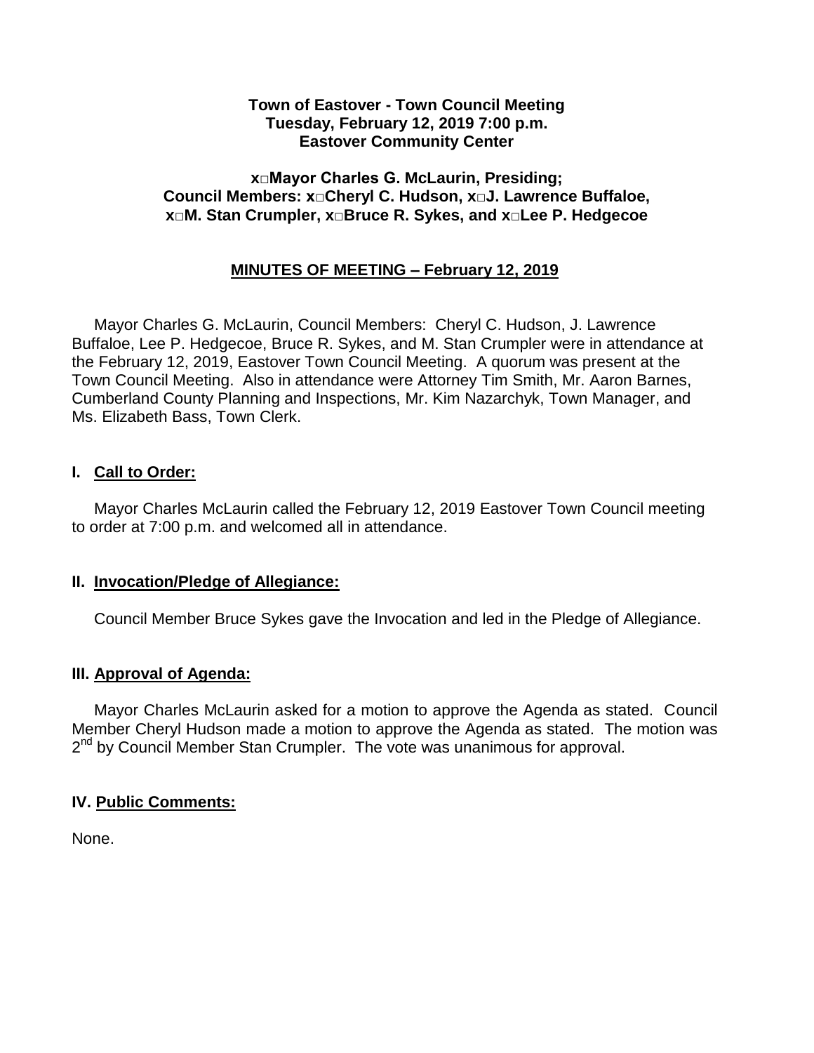**Town of Eastover - Town Council Meeting**
**Tuesday, February 12, 2019 7:00 p.m.**
**Eastover Community Center**

**x□Mayor Charles G. McLaurin, Presiding;**
**Council Members: x□Cheryl C. Hudson, x□J. Lawrence Buffaloe,**
**x□M. Stan Crumpler, x□Bruce R. Sykes, and x□Lee P. Hedgecoe**

**MINUTES OF MEETING – February 12, 2019**

Mayor Charles G. McLaurin, Council Members: Cheryl C. Hudson, J. Lawrence Buffaloe, Lee P. Hedgecoe, Bruce R. Sykes, and M. Stan Crumpler were in attendance at the February 12, 2019, Eastover Town Council Meeting. A quorum was present at the Town Council Meeting. Also in attendance were Attorney Tim Smith, Mr. Aaron Barnes, Cumberland County Planning and Inspections, Mr. Kim Nazarchyk, Town Manager, and Ms. Elizabeth Bass, Town Clerk.

## I. Call to Order:

Mayor Charles McLaurin called the February 12, 2019 Eastover Town Council meeting to order at 7:00 p.m. and welcomed all in attendance.

## II. Invocation/Pledge of Allegiance:

Council Member Bruce Sykes gave the Invocation and led in the Pledge of Allegiance.

## III. Approval of Agenda:

Mayor Charles McLaurin asked for a motion to approve the Agenda as stated. Council Member Cheryl Hudson made a motion to approve the Agenda as stated. The motion was 2nd by Council Member Stan Crumpler. The vote was unanimous for approval.

## IV. Public Comments:

None.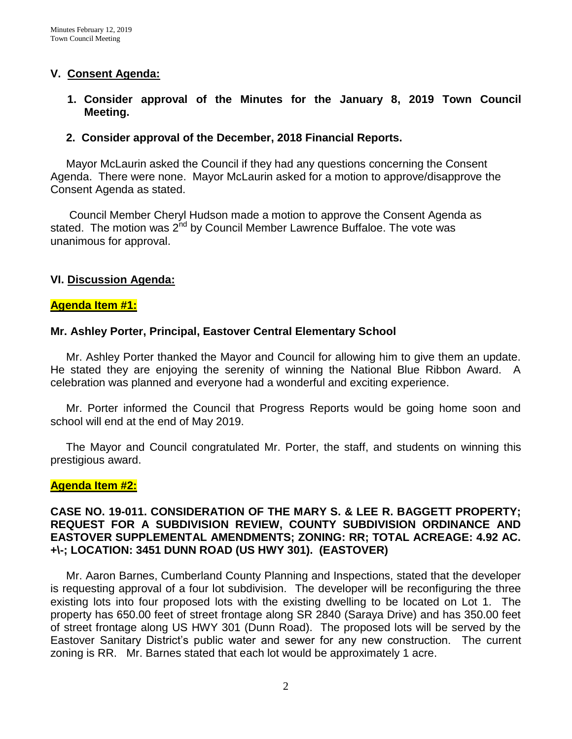## V. Consent Agenda:

**1. Consider approval of the Minutes for the January 8, 2019 Town Council Meeting.**

**2. Consider approval of the December, 2018 Financial Reports.**

Mayor McLaurin asked the Council if they had any questions concerning the Consent Agenda. There were none. Mayor McLaurin asked for a motion to approve/disapprove the Consent Agenda as stated.

Council Member Cheryl Hudson made a motion to approve the Consent Agenda as stated. The motion was 2nd by Council Member Lawrence Buffaloe. The vote was unanimous for approval.

## VI. Discussion Agenda:

### Agenda Item #1:

**Mr. Ashley Porter, Principal, Eastover Central Elementary School**

Mr. Ashley Porter thanked the Mayor and Council for allowing him to give them an update. He stated they are enjoying the serenity of winning the National Blue Ribbon Award. A celebration was planned and everyone had a wonderful and exciting experience.

Mr. Porter informed the Council that Progress Reports would be going home soon and school will end at the end of May 2019.

The Mayor and Council congratulated Mr. Porter, the staff, and students on winning this prestigious award.

### Agenda Item #2:

**CASE NO. 19-011. CONSIDERATION OF THE MARY S. & LEE R. BAGGETT PROPERTY; REQUEST FOR A SUBDIVISION REVIEW, COUNTY SUBDIVISION ORDINANCE AND EASTOVER SUPPLEMENTAL AMENDMENTS; ZONING: RR; TOTAL ACREAGE: 4.92 AC. +\-; LOCATION: 3451 DUNN ROAD (US HWY 301). (EASTOVER)**

Mr. Aaron Barnes, Cumberland County Planning and Inspections, stated that the developer is requesting approval of a four lot subdivision. The developer will be reconfiguring the three existing lots into four proposed lots with the existing dwelling to be located on Lot 1. The property has 650.00 feet of street frontage along SR 2840 (Saraya Drive) and has 350.00 feet of street frontage along US HWY 301 (Dunn Road). The proposed lots will be served by the Eastover Sanitary District's public water and sewer for any new construction. The current zoning is RR. Mr. Barnes stated that each lot would be approximately 1 acre.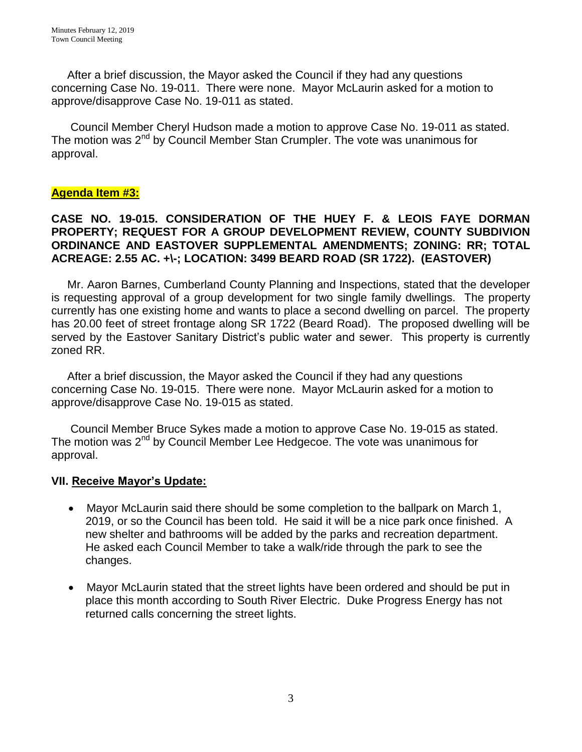After a brief discussion, the Mayor asked the Council if they had any questions concerning Case No. 19-011. There were none. Mayor McLaurin asked for a motion to approve/disapprove Case No. 19-011 as stated.

Council Member Cheryl Hudson made a motion to approve Case No. 19-011 as stated. The motion was 2[nd] by Council Member Stan Crumpler. The vote was unanimous for approval.

## **Agenda Item #3:**

**CASE NO. 19-015. CONSIDERATION OF THE HUEY F. & LEOIS FAYE DORMAN PROPERTY; REQUEST FOR A GROUP DEVELOPMENT REVIEW, COUNTY SUBDIVION ORDINANCE AND EASTOVER SUPPLEMENTAL AMENDMENTS; ZONING: RR; TOTAL ACREAGE: 2.55 AC. +\-; LOCATION: 3499 BEARD ROAD (SR 1722). (EASTOVER)**

Mr. Aaron Barnes, Cumberland County Planning and Inspections, stated that the developer is requesting approval of a group development for two single family dwellings. The property currently has one existing home and wants to place a second dwelling on parcel. The property has 20.00 feet of street frontage along SR 1722 (Beard Road). The proposed dwelling will be served by the Eastover Sanitary District's public water and sewer. This property is currently zoned RR.

After a brief discussion, the Mayor asked the Council if they had any questions concerning Case No. 19-015. There were none. Mayor McLaurin asked for a motion to approve/disapprove Case No. 19-015 as stated.

Council Member Bruce Sykes made a motion to approve Case No. 19-015 as stated. The motion was 2[nd] by Council Member Lee Hedgecoe. The vote was unanimous for approval.

## **VII. Receive Mayor's Update:**

- Mayor McLaurin said there should be some completion to the ballpark on March 1, 2019, or so the Council has been told. He said it will be a nice park once finished. A new shelter and bathrooms will be added by the parks and recreation department. He asked each Council Member to take a walk/ride through the park to see the changes.
- Mayor McLaurin stated that the street lights have been ordered and should be put in place this month according to South River Electric. Duke Progress Energy has not returned calls concerning the street lights.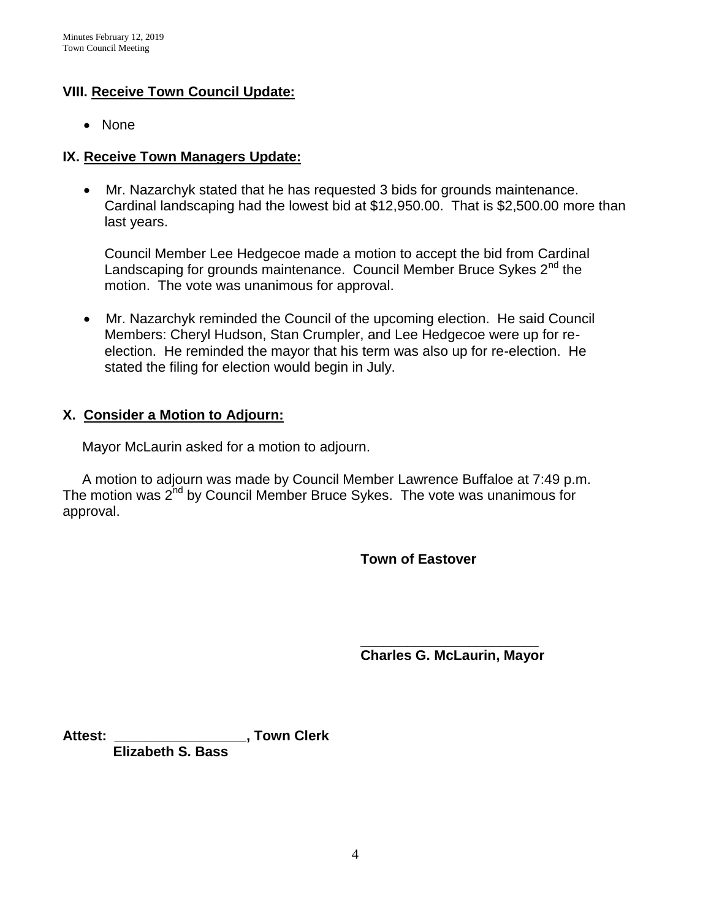## VIII. Receive Town Council Update:

- None

## IX. Receive Town Managers Update:

- Mr. Nazarchyk stated that he has requested 3 bids for grounds maintenance. Cardinal landscaping had the lowest bid at $12,950.00. That is $2,500.00 more than last years.

  Council Member Lee Hedgecoe made a motion to accept the bid from Cardinal Landscaping for grounds maintenance. Council Member Bruce Sykes 2nd the motion. The vote was unanimous for approval.

- Mr. Nazarchyk reminded the Council of the upcoming election. He said Council Members: Cheryl Hudson, Stan Crumpler, and Lee Hedgecoe were up for re-election. He reminded the mayor that his term was also up for re-election. He stated the filing for election would begin in July.

## X. Consider a Motion to Adjourn:

Mayor McLaurin asked for a motion to adjourn.

A motion to adjourn was made by Council Member Lawrence Buffaloe at 7:49 p.m. The motion was 2nd by Council Member Bruce Sykes. The vote was unanimous for approval.

**Town of Eastover**

\_\_\_\_\_\_\_\_\_\_\_\_\_\_\_\_\_\_\_\_\_\_\_

**Charles G. McLaurin, Mayor**

**Attest: \_\_\_\_\_\_\_\_\_\_\_\_\_\_\_\_\_, Town Clerk**
**Elizabeth S. Bass**